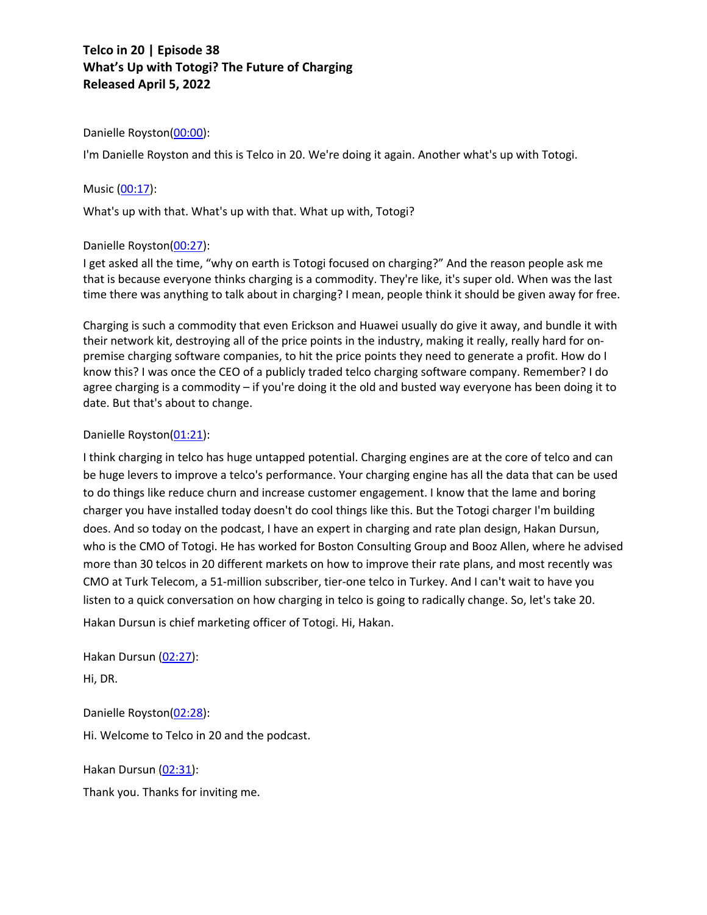**Telco in 20 | Episode 38**
**What's Up with Totogi? The Future of Charging**
**Released April 5, 2022**

Danielle Royston(00:00):

I'm Danielle Royston and this is Telco in 20. We're doing it again. Another what's up with Totogi.

Music (00:17):

What's up with that. What's up with that. What up with, Totogi?

Danielle Royston(00:27):

I get asked all the time, "why on earth is Totogi focused on charging?" And the reason people ask me that is because everyone thinks charging is a commodity. They're like, it's super old. When was the last time there was anything to talk about in charging? I mean, people think it should be given away for free.

Charging is such a commodity that even Erickson and Huawei usually do give it away, and bundle it with their network kit, destroying all of the price points in the industry, making it really, really hard for on-premise charging software companies, to hit the price points they need to generate a profit. How do I know this? I was once the CEO of a publicly traded telco charging software company. Remember? I do agree charging is a commodity – if you're doing it the old and busted way everyone has been doing it to date. But that's about to change.

Danielle Royston(01:21):

I think charging in telco has huge untapped potential. Charging engines are at the core of telco and can be huge levers to improve a telco's performance. Your charging engine has all the data that can be used to do things like reduce churn and increase customer engagement. I know that the lame and boring charger you have installed today doesn't do cool things like this. But the Totogi charger I'm building does. And so today on the podcast, I have an expert in charging and rate plan design, Hakan Dursun, who is the CMO of Totogi. He has worked for Boston Consulting Group and Booz Allen, where he advised more than 30 telcos in 20 different markets on how to improve their rate plans, and most recently was CMO at Turk Telecom, a 51-million subscriber, tier-one telco in Turkey. And I can't wait to have you listen to a quick conversation on how charging in telco is going to radically change. So, let's take 20.

Hakan Dursun is chief marketing officer of Totogi. Hi, Hakan.

Hakan Dursun (02:27):

Hi, DR.

Danielle Royston(02:28):

Hi. Welcome to Telco in 20 and the podcast.

Hakan Dursun (02:31):

Thank you. Thanks for inviting me.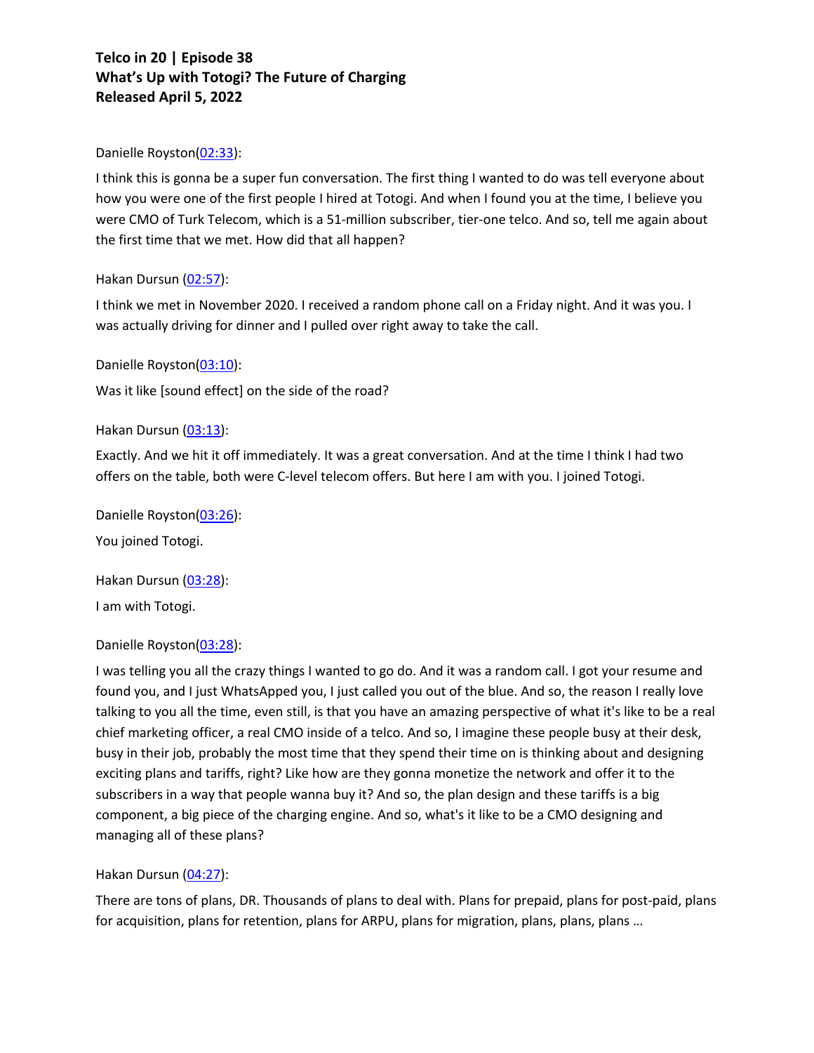**Telco in 20 | Episode 38**
**What's Up with Totogi? The Future of Charging**
**Released April 5, 2022**

Danielle Royston(02:33):

I think this is gonna be a super fun conversation. The first thing I wanted to do was tell everyone about how you were one of the first people I hired at Totogi. And when I found you at the time, I believe you were CMO of Turk Telecom, which is a 51-million subscriber, tier-one telco. And so, tell me again about the first time that we met. How did that all happen?

Hakan Dursun (02:57):

I think we met in November 2020. I received a random phone call on a Friday night. And it was you. I was actually driving for dinner and I pulled over right away to take the call.

Danielle Royston(03:10):

Was it like [sound effect] on the side of the road?

Hakan Dursun (03:13):

Exactly. And we hit it off immediately. It was a great conversation. And at the time I think I had two offers on the table, both were C-level telecom offers. But here I am with you. I joined Totogi.

Danielle Royston(03:26):

You joined Totogi.

Hakan Dursun (03:28):

I am with Totogi.

Danielle Royston(03:28):

I was telling you all the crazy things I wanted to go do. And it was a random call. I got your resume and found you, and I just WhatsApped you, I just called you out of the blue. And so, the reason I really love talking to you all the time, even still, is that you have an amazing perspective of what it's like to be a real chief marketing officer, a real CMO inside of a telco. And so, I imagine these people busy at their desk, busy in their job, probably the most time that they spend their time on is thinking about and designing exciting plans and tariffs, right? Like how are they gonna monetize the network and offer it to the subscribers in a way that people wanna buy it? And so, the plan design and these tariffs is a big component, a big piece of the charging engine. And so, what's it like to be a CMO designing and managing all of these plans?

Hakan Dursun (04:27):

There are tons of plans, DR. Thousands of plans to deal with. Plans for prepaid, plans for post-paid, plans for acquisition, plans for retention, plans for ARPU, plans for migration, plans, plans, plans …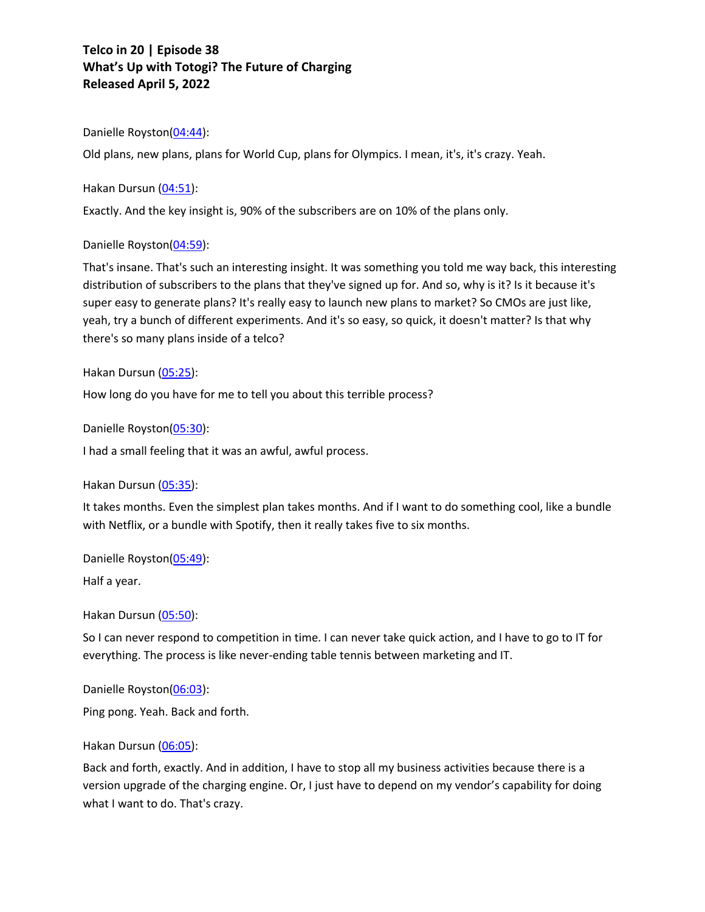**Telco in 20 | Episode 38**
**What's Up with Totogi? The Future of Charging**
**Released April 5, 2022**

Danielle Royston([04:44](04:44)):

Old plans, new plans, plans for World Cup, plans for Olympics. I mean, it's, it's crazy. Yeah.

Hakan Dursun ([04:51](04:51)):

Exactly. And the key insight is, 90% of the subscribers are on 10% of the plans only.

Danielle Royston([04:59](04:59)):

That's insane. That's such an interesting insight. It was something you told me way back, this interesting distribution of subscribers to the plans that they've signed up for. And so, why is it? Is it because it's super easy to generate plans? It's really easy to launch new plans to market? So CMOs are just like, yeah, try a bunch of different experiments. And it's so easy, so quick, it doesn't matter? Is that why there's so many plans inside of a telco?

Hakan Dursun ([05:25](05:25)):

How long do you have for me to tell you about this terrible process?

Danielle Royston([05:30](05:30)):

I had a small feeling that it was an awful, awful process.

Hakan Dursun ([05:35](05:35)):

It takes months. Even the simplest plan takes months. And if I want to do something cool, like a bundle with Netflix, or a bundle with Spotify, then it really takes five to six months.

Danielle Royston([05:49](05:49)):

Half a year.

Hakan Dursun ([05:50](05:50)):

So I can never respond to competition in time. I can never take quick action, and I have to go to IT for everything. The process is like never-ending table tennis between marketing and IT.

Danielle Royston([06:03](06:03)):

Ping pong. Yeah. Back and forth.

Hakan Dursun ([06:05](06:05)):

Back and forth, exactly. And in addition, I have to stop all my business activities because there is a version upgrade of the charging engine. Or, I just have to depend on my vendor's capability for doing what I want to do. That's crazy.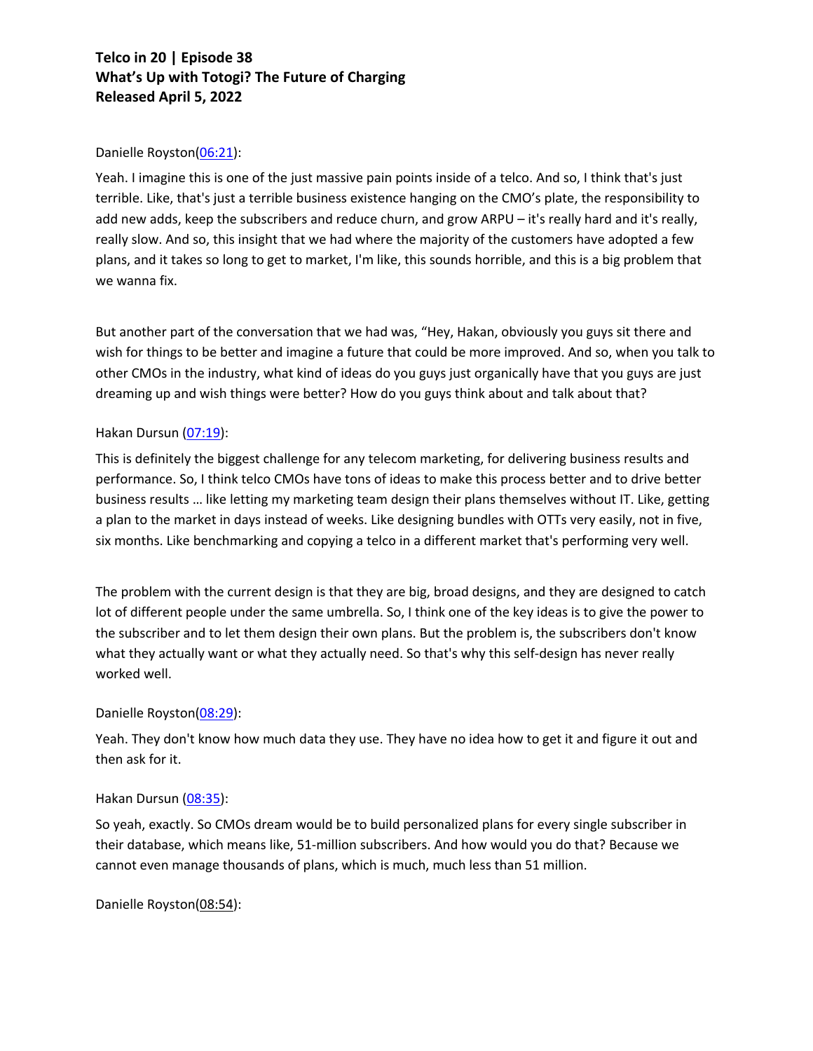Danielle Royston(06:21):

Yeah. I imagine this is one of the just massive pain points inside of a telco. And so, I think that's just terrible. Like, that's just a terrible business existence hanging on the CMO's plate, the responsibility to add new adds, keep the subscribers and reduce churn, and grow ARPU – it's really hard and it's really, really slow. And so, this insight that we had where the majority of the customers have adopted a few plans, and it takes so long to get to market, I'm like, this sounds horrible, and this is a big problem that we wanna fix.

But another part of the conversation that we had was, "Hey, Hakan, obviously you guys sit there and wish for things to be better and imagine a future that could be more improved. And so, when you talk to other CMOs in the industry, what kind of ideas do you guys just organically have that you guys are just dreaming up and wish things were better? How do you guys think about and talk about that?

Hakan Dursun (07:19):

This is definitely the biggest challenge for any telecom marketing, for delivering business results and performance. So, I think telco CMOs have tons of ideas to make this process better and to drive better business results … like letting my marketing team design their plans themselves without IT. Like, getting a plan to the market in days instead of weeks. Like designing bundles with OTTs very easily, not in five, six months. Like benchmarking and copying a telco in a different market that's performing very well.

The problem with the current design is that they are big, broad designs, and they are designed to catch lot of different people under the same umbrella. So, I think one of the key ideas is to give the power to the subscriber and to let them design their own plans. But the problem is, the subscribers don't know what they actually want or what they actually need. So that's why this self-design has never really worked well.

Danielle Royston(08:29):

Yeah. They don't know how much data they use. They have no idea how to get it and figure it out and then ask for it.

Hakan Dursun (08:35):

So yeah, exactly. So CMOs dream would be to build personalized plans for every single subscriber in their database, which means like, 51-million subscribers. And how would you do that? Because we cannot even manage thousands of plans, which is much, much less than 51 million.

Danielle Royston(08:54):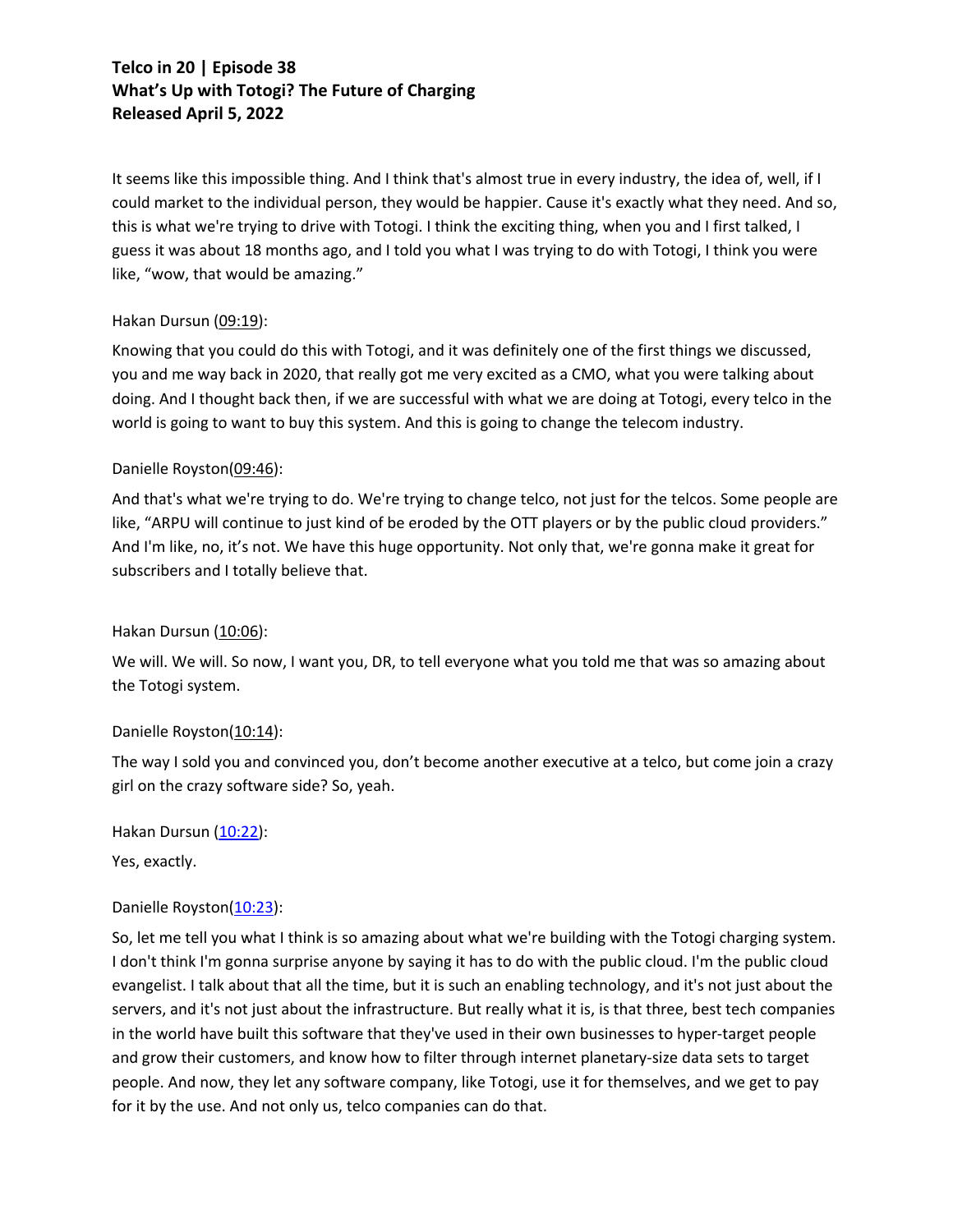It seems like this impossible thing. And I think that's almost true in every industry, the idea of, well, if I could market to the individual person, they would be happier. Cause it's exactly what they need. And so, this is what we're trying to drive with Totogi. I think the exciting thing, when you and I first talked, I guess it was about 18 months ago, and I told you what I was trying to do with Totogi, I think you were like, "wow, that would be amazing."

Hakan Dursun (09:19):

Knowing that you could do this with Totogi, and it was definitely one of the first things we discussed, you and me way back in 2020, that really got me very excited as a CMO, what you were talking about doing. And I thought back then, if we are successful with what we are doing at Totogi, every telco in the world is going to want to buy this system. And this is going to change the telecom industry.

Danielle Royston(09:46):

And that's what we're trying to do. We're trying to change telco, not just for the telcos. Some people are like, "ARPU will continue to just kind of be eroded by the OTT players or by the public cloud providers." And I'm like, no, it's not. We have this huge opportunity. Not only that, we're gonna make it great for subscribers and I totally believe that.

Hakan Dursun (10:06):

We will. We will. So now, I want you, DR, to tell everyone what you told me that was so amazing about the Totogi system.

Danielle Royston(10:14):

The way I sold you and convinced you, don't become another executive at a telco, but come join a crazy girl on the crazy software side? So, yeah.

Hakan Dursun (10:22):

Yes, exactly.

Danielle Royston(10:23):

So, let me tell you what I think is so amazing about what we're building with the Totogi charging system. I don't think I'm gonna surprise anyone by saying it has to do with the public cloud. I'm the public cloud evangelist. I talk about that all the time, but it is such an enabling technology, and it's not just about the servers, and it's not just about the infrastructure. But really what it is, is that three, best tech companies in the world have built this software that they've used in their own businesses to hyper-target people and grow their customers, and know how to filter through internet planetary-size data sets to target people. And now, they let any software company, like Totogi, use it for themselves, and we get to pay for it by the use. And not only us, telco companies can do that.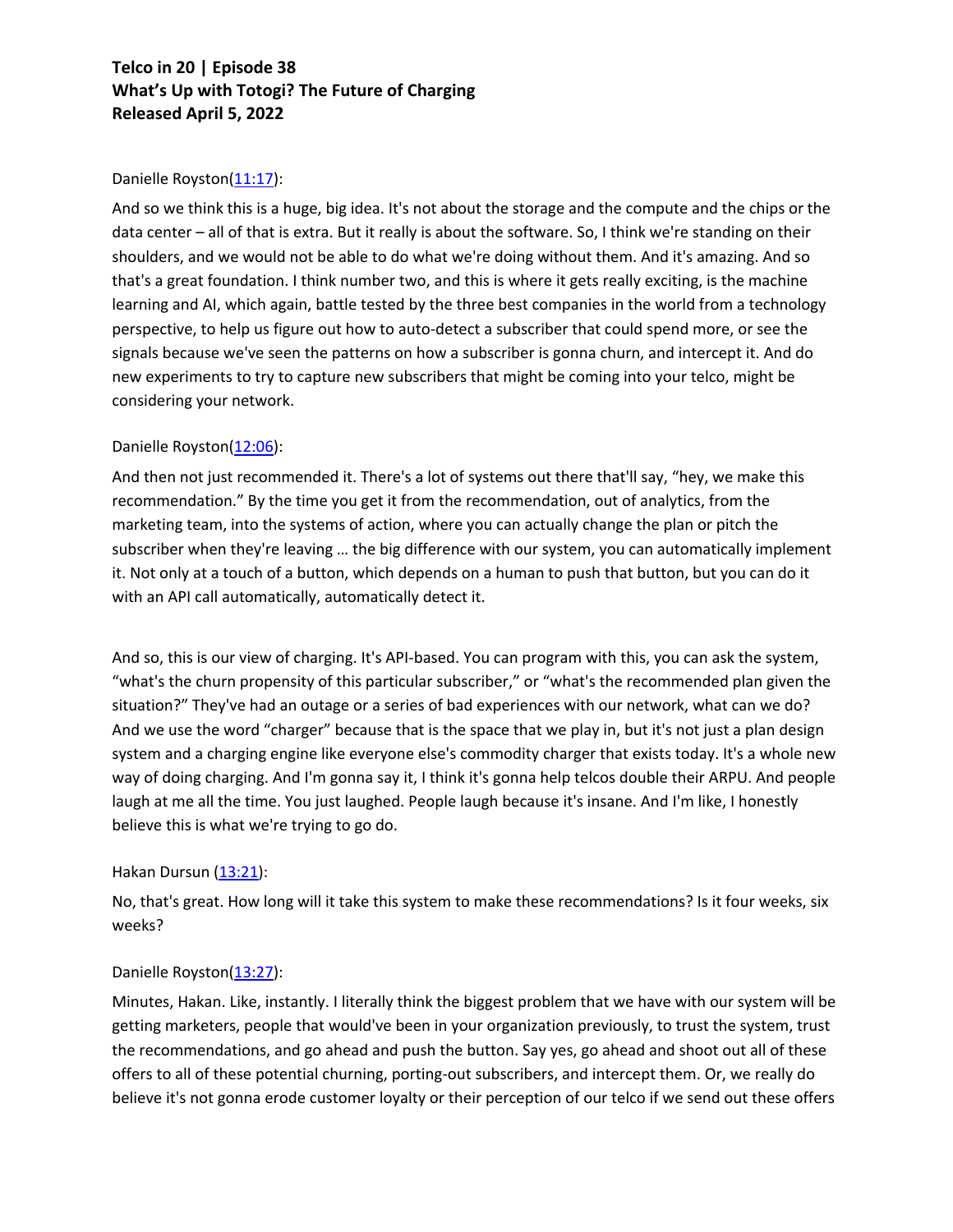**Telco in 20 | Episode 38**
**What's Up with Totogi? The Future of Charging**
**Released April 5, 2022**

Danielle Royston([11:17](11:17)):

And so we think this is a huge, big idea. It's not about the storage and the compute and the chips or the data center – all of that is extra. But it really is about the software. So, I think we're standing on their shoulders, and we would not be able to do what we're doing without them. And it's amazing. And so that's a great foundation. I think number two, and this is where it gets really exciting, is the machine learning and AI, which again, battle tested by the three best companies in the world from a technology perspective, to help us figure out how to auto-detect a subscriber that could spend more, or see the signals because we've seen the patterns on how a subscriber is gonna churn, and intercept it. And do new experiments to try to capture new subscribers that might be coming into your telco, might be considering your network.

Danielle Royston([12:06](12:06)):

And then not just recommended it. There's a lot of systems out there that'll say, "hey, we make this recommendation." By the time you get it from the recommendation, out of analytics, from the marketing team, into the systems of action, where you can actually change the plan or pitch the subscriber when they're leaving … the big difference with our system, you can automatically implement it. Not only at a touch of a button, which depends on a human to push that button, but you can do it with an API call automatically, automatically detect it.

And so, this is our view of charging. It's API-based. You can program with this, you can ask the system, "what's the churn propensity of this particular subscriber," or "what's the recommended plan given the situation?" They've had an outage or a series of bad experiences with our network, what can we do? And we use the word "charger" because that is the space that we play in, but it's not just a plan design system and a charging engine like everyone else's commodity charger that exists today. It's a whole new way of doing charging. And I'm gonna say it, I think it's gonna help telcos double their ARPU. And people laugh at me all the time. You just laughed. People laugh because it's insane. And I'm like, I honestly believe this is what we're trying to go do.

Hakan Dursun ([13:21](13:21)):

No, that's great. How long will it take this system to make these recommendations? Is it four weeks, six weeks?

Danielle Royston([13:27](13:27)):

Minutes, Hakan. Like, instantly. I literally think the biggest problem that we have with our system will be getting marketers, people that would've been in your organization previously, to trust the system, trust the recommendations, and go ahead and push the button. Say yes, go ahead and shoot out all of these offers to all of these potential churning, porting-out subscribers, and intercept them. Or, we really do believe it's not gonna erode customer loyalty or their perception of our telco if we send out these offers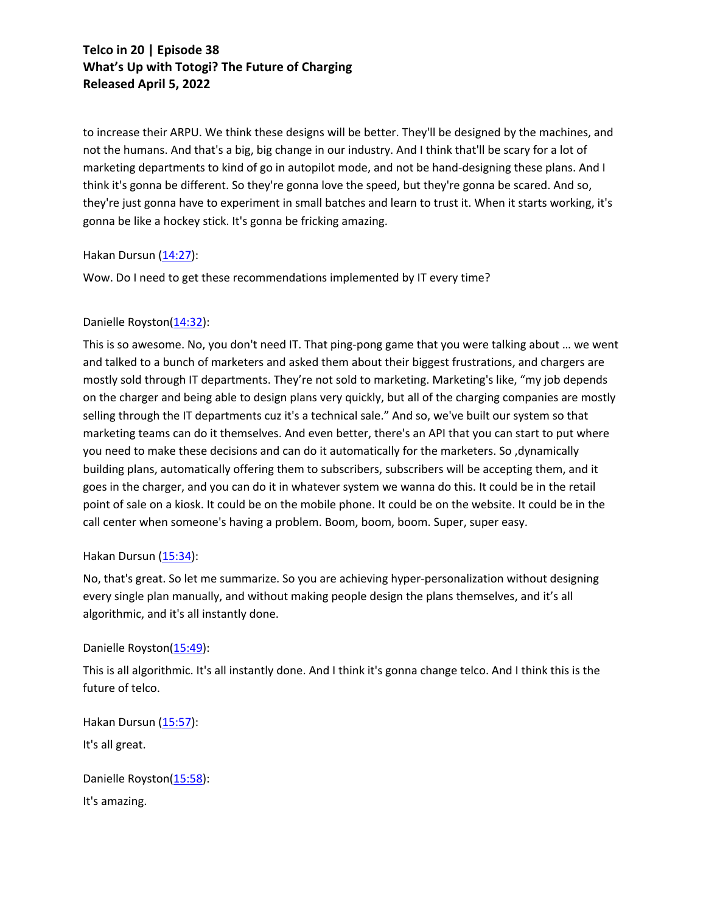to increase their ARPU. We think these designs will be better. They'll be designed by the machines, and not the humans. And that's a big, big change in our industry. And I think that'll be scary for a lot of marketing departments to kind of go in autopilot mode, and not be hand-designing these plans. And I think it's gonna be different. So they're gonna love the speed, but they're gonna be scared. And so, they're just gonna have to experiment in small batches and learn to trust it. When it starts working, it's gonna be like a hockey stick. It's gonna be fricking amazing.

Hakan Dursun (14:27):

Wow. Do I need to get these recommendations implemented by IT every time?

Danielle Royston(14:32):

This is so awesome. No, you don't need IT. That ping-pong game that you were talking about … we went and talked to a bunch of marketers and asked them about their biggest frustrations, and chargers are mostly sold through IT departments. They're not sold to marketing. Marketing's like, "my job depends on the charger and being able to design plans very quickly, but all of the charging companies are mostly selling through the IT departments cuz it's a technical sale." And so, we've built our system so that marketing teams can do it themselves. And even better, there's an API that you can start to put where you need to make these decisions and can do it automatically for the marketers. So ,dynamically building plans, automatically offering them to subscribers, subscribers will be accepting them, and it goes in the charger, and you can do it in whatever system we wanna do this. It could be in the retail point of sale on a kiosk. It could be on the mobile phone. It could be on the website. It could be in the call center when someone's having a problem. Boom, boom, boom. Super, super easy.

Hakan Dursun (15:34):

No, that's great. So let me summarize. So you are achieving hyper-personalization without designing every single plan manually, and without making people design the plans themselves, and it's all algorithmic, and it's all instantly done.

Danielle Royston(15:49):

This is all algorithmic. It's all instantly done. And I think it's gonna change telco. And I think this is the future of telco.

Hakan Dursun (15:57):

It's all great.

Danielle Royston(15:58):

It's amazing.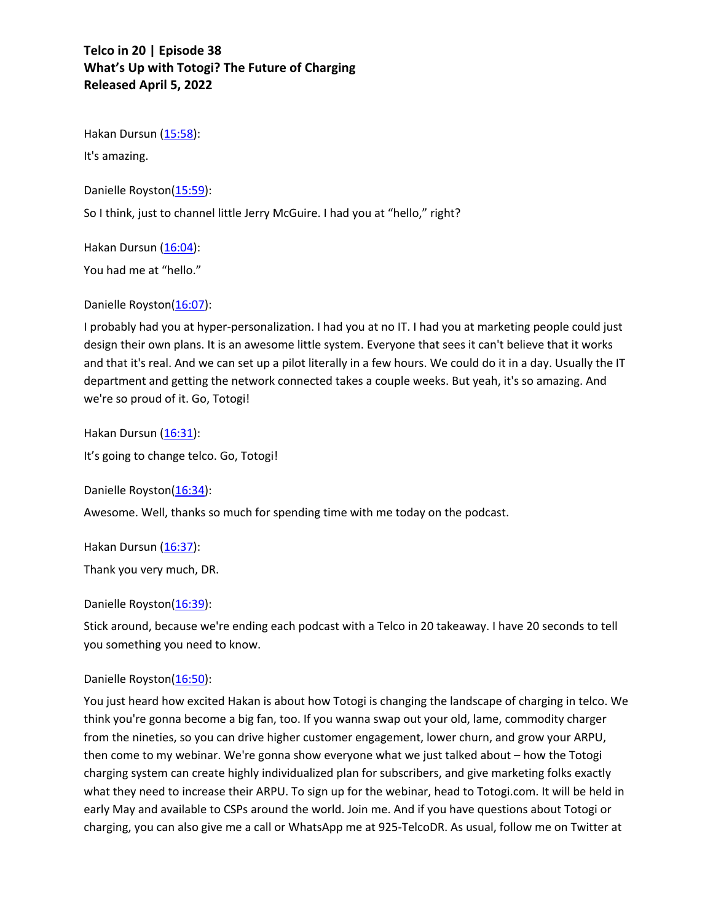**Telco in 20 | Episode 38**
**What's Up with Totogi? The Future of Charging**
**Released April 5, 2022**

Hakan Dursun (15:58):

It's amazing.

Danielle Royston(15:59):

So I think, just to channel little Jerry McGuire. I had you at "hello," right?

Hakan Dursun (16:04):

You had me at "hello."

Danielle Royston(16:07):

I probably had you at hyper-personalization. I had you at no IT. I had you at marketing people could just design their own plans. It is an awesome little system. Everyone that sees it can't believe that it works and that it's real. And we can set up a pilot literally in a few hours. We could do it in a day. Usually the IT department and getting the network connected takes a couple weeks. But yeah, it's so amazing. And we're so proud of it. Go, Totogi!

Hakan Dursun (16:31):

It's going to change telco. Go, Totogi!

Danielle Royston(16:34):

Awesome. Well, thanks so much for spending time with me today on the podcast.

Hakan Dursun (16:37):

Thank you very much, DR.

Danielle Royston(16:39):

Stick around, because we're ending each podcast with a Telco in 20 takeaway. I have 20 seconds to tell you something you need to know.

Danielle Royston(16:50):

You just heard how excited Hakan is about how Totogi is changing the landscape of charging in telco. We think you're gonna become a big fan, too. If you wanna swap out your old, lame, commodity charger from the nineties, so you can drive higher customer engagement, lower churn, and grow your ARPU, then come to my webinar. We're gonna show everyone what we just talked about – how the Totogi charging system can create highly individualized plan for subscribers, and give marketing folks exactly what they need to increase their ARPU. To sign up for the webinar, head to Totogi.com. It will be held in early May and available to CSPs around the world. Join me. And if you have questions about Totogi or charging, you can also give me a call or WhatsApp me at 925-TelcoDR. As usual, follow me on Twitter at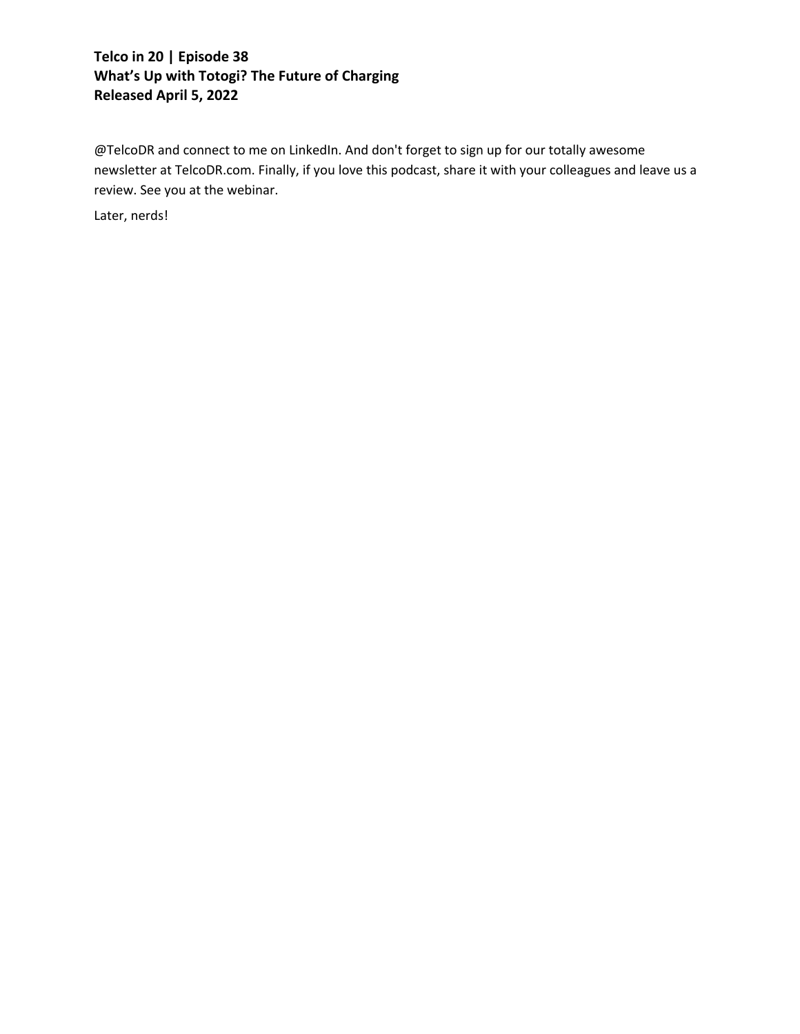@TelcoDR and connect to me on LinkedIn. And don't forget to sign up for our totally awesome newsletter at TelcoDR.com. Finally, if you love this podcast, share it with your colleagues and leave us a review. See you at the webinar.

Later, nerds!